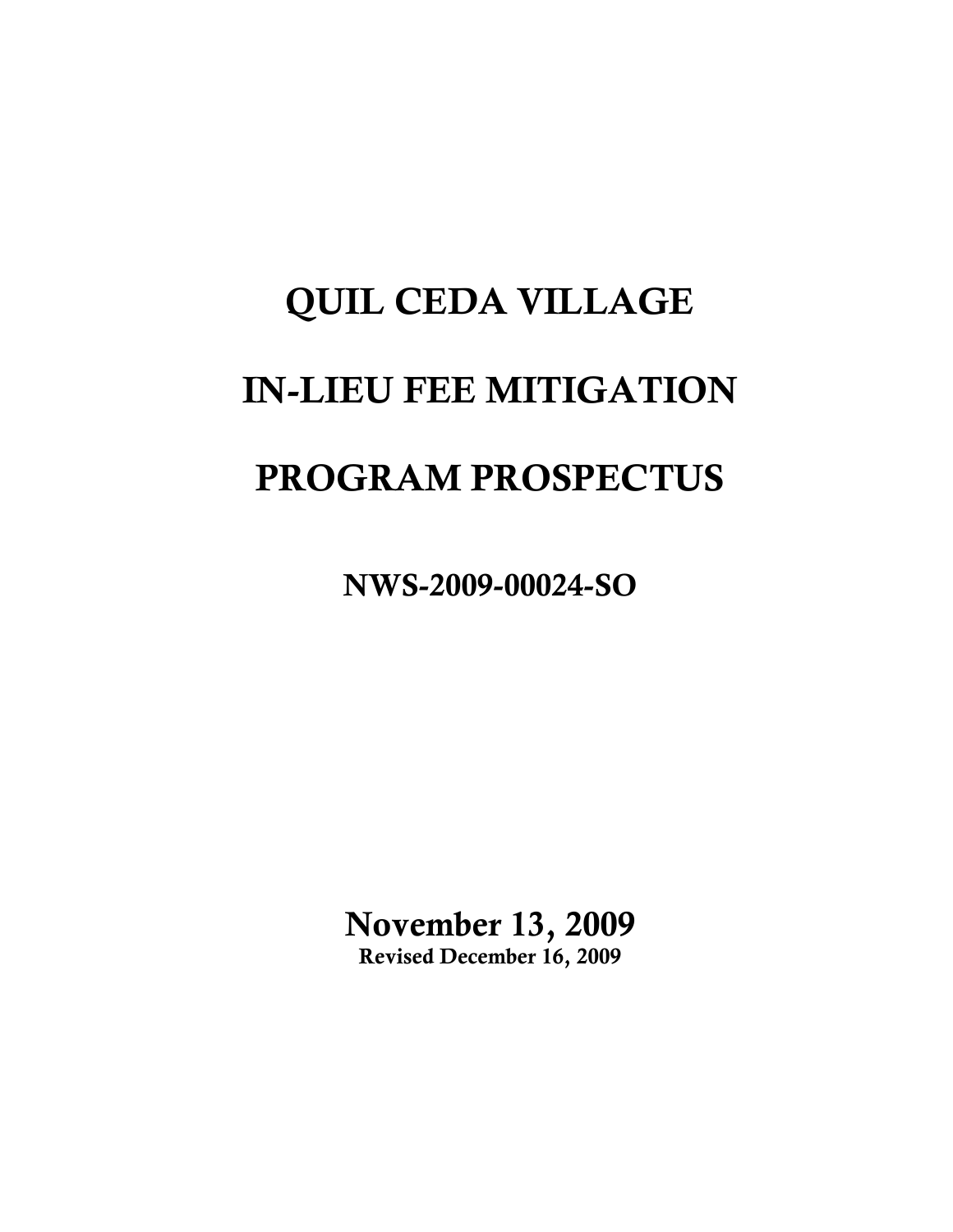# QUIL CEDA VILLAGE

# IN-LIEU FEE MITIGATION

# PROGRAM PROSPECTUS

## NWS-2009-00024-SO

**November 13, 2009**

**Revised December 16, 2009**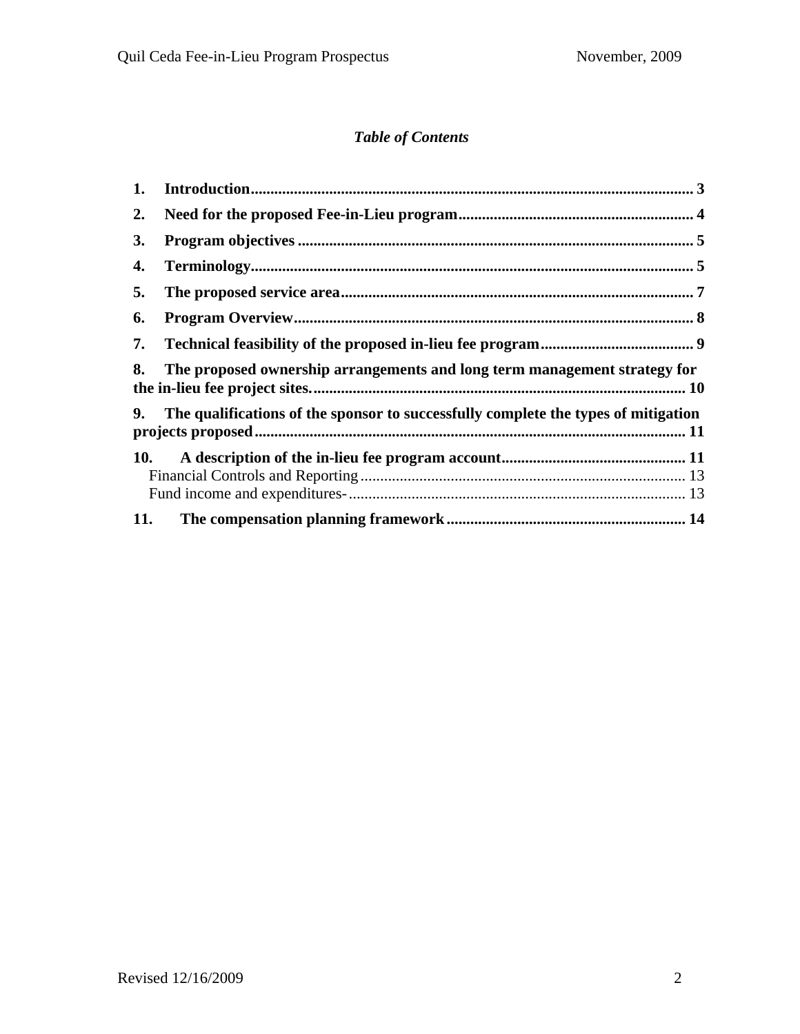*Table of Contents*

1. **Introduction** ........ 3
2. **Need for the proposed Fee-in-Lieu program** ........ 4
3. **Program objectives** ........ 5
4. **Terminology** ........ 5
5. **The proposed service area** ........ 7
6. **Program Overview** ........ 8
7. **Technical feasibility of the proposed in-lieu fee program** ........ 9
8. **The proposed ownership arrangements and long term management strategy for the in-lieu fee project sites.** ........ 10
9. **The qualifications of the sponsor to successfully complete the types of mitigation projects proposed** ........ 11
10. **A description of the in-lieu fee program account** ........ 11
    - Financial Controls and Reporting ........ 13
    - Fund income and expenditures- ........ 13
11. **The compensation planning framework** ........ 14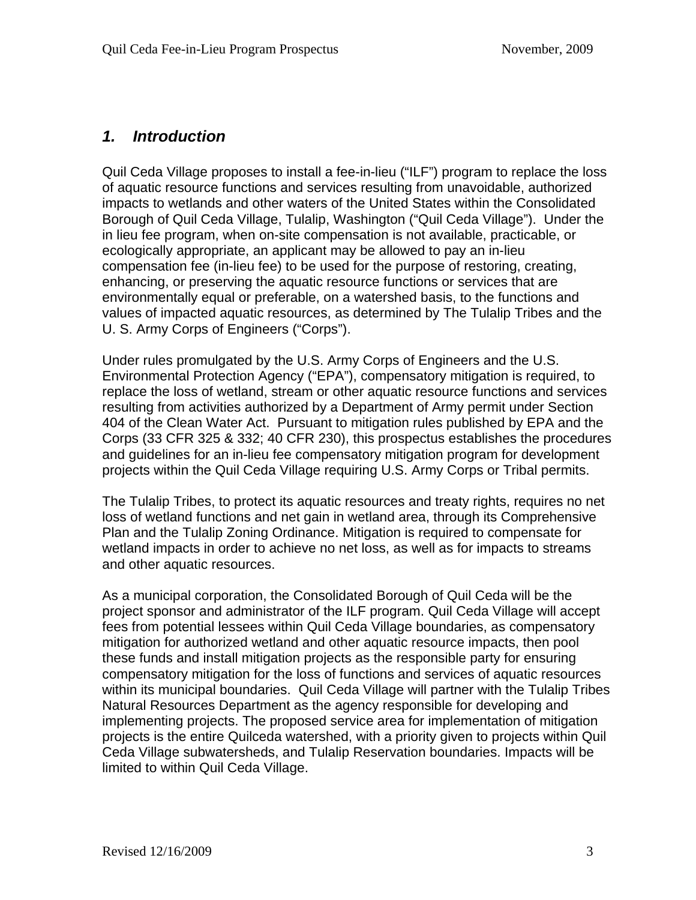## *1. Introduction*

Quil Ceda Village proposes to install a fee-in-lieu ("ILF") program to replace the loss of aquatic resource functions and services resulting from unavoidable, authorized impacts to wetlands and other waters of the United States within the Consolidated Borough of Quil Ceda Village, Tulalip, Washington ("Quil Ceda Village"). Under the in lieu fee program, when on-site compensation is not available, practicable, or ecologically appropriate, an applicant may be allowed to pay an in-lieu compensation fee (in-lieu fee) to be used for the purpose of restoring, creating, enhancing, or preserving the aquatic resource functions or services that are environmentally equal or preferable, on a watershed basis, to the functions and values of impacted aquatic resources, as determined by The Tulalip Tribes and the U. S. Army Corps of Engineers ("Corps").

Under rules promulgated by the U.S. Army Corps of Engineers and the U.S. Environmental Protection Agency ("EPA"), compensatory mitigation is required, to replace the loss of wetland, stream or other aquatic resource functions and services resulting from activities authorized by a Department of Army permit under Section 404 of the Clean Water Act. Pursuant to mitigation rules published by EPA and the Corps (33 CFR 325 & 332; 40 CFR 230), this prospectus establishes the procedures and guidelines for an in-lieu fee compensatory mitigation program for development projects within the Quil Ceda Village requiring U.S. Army Corps or Tribal permits.

The Tulalip Tribes, to protect its aquatic resources and treaty rights, requires no net loss of wetland functions and net gain in wetland area, through its Comprehensive Plan and the Tulalip Zoning Ordinance. Mitigation is required to compensate for wetland impacts in order to achieve no net loss, as well as for impacts to streams and other aquatic resources.

As a municipal corporation, the Consolidated Borough of Quil Ceda will be the project sponsor and administrator of the ILF program. Quil Ceda Village will accept fees from potential lessees within Quil Ceda Village boundaries, as compensatory mitigation for authorized wetland and other aquatic resource impacts, then pool these funds and install mitigation projects as the responsible party for ensuring compensatory mitigation for the loss of functions and services of aquatic resources within its municipal boundaries. Quil Ceda Village will partner with the Tulalip Tribes Natural Resources Department as the agency responsible for developing and implementing projects. The proposed service area for implementation of mitigation projects is the entire Quilceda watershed, with a priority given to projects within Quil Ceda Village subwatersheds, and Tulalip Reservation boundaries. Impacts will be limited to within Quil Ceda Village.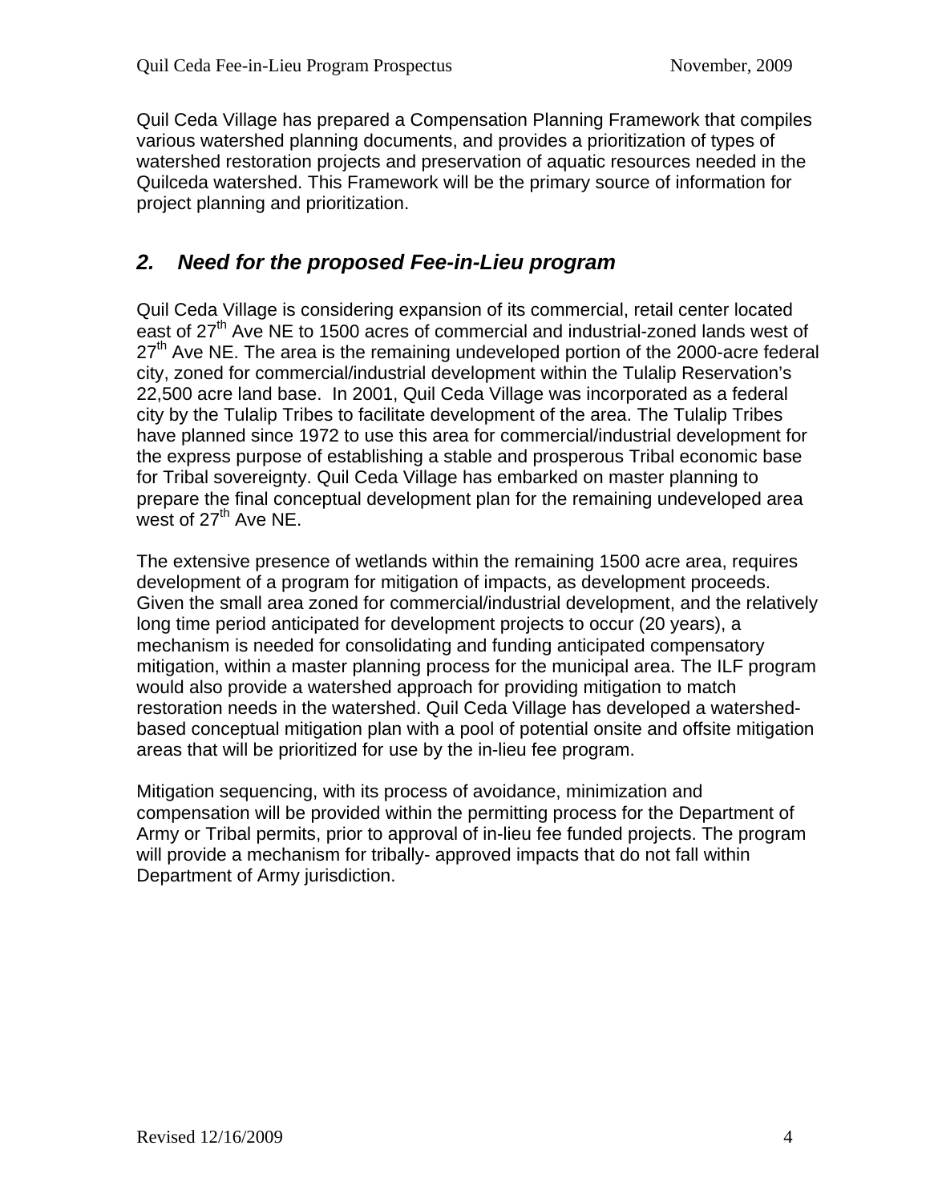Quil Ceda Village has prepared a Compensation Planning Framework that compiles various watershed planning documents, and provides a prioritization of types of watershed restoration projects and preservation of aquatic resources needed in the Quilceda watershed. This Framework will be the primary source of information for project planning and prioritization.

## *2. Need for the proposed Fee-in-Lieu program*

Quil Ceda Village is considering expansion of its commercial, retail center located east of 27th Ave NE to 1500 acres of commercial and industrial-zoned lands west of 27th Ave NE. The area is the remaining undeveloped portion of the 2000-acre federal city, zoned for commercial/industrial development within the Tulalip Reservation's 22,500 acre land base. In 2001, Quil Ceda Village was incorporated as a federal city by the Tulalip Tribes to facilitate development of the area. The Tulalip Tribes have planned since 1972 to use this area for commercial/industrial development for the express purpose of establishing a stable and prosperous Tribal economic base for Tribal sovereignty. Quil Ceda Village has embarked on master planning to prepare the final conceptual development plan for the remaining undeveloped area west of 27th Ave NE.

The extensive presence of wetlands within the remaining 1500 acre area, requires development of a program for mitigation of impacts, as development proceeds. Given the small area zoned for commercial/industrial development, and the relatively long time period anticipated for development projects to occur (20 years), a mechanism is needed for consolidating and funding anticipated compensatory mitigation, within a master planning process for the municipal area. The ILF program would also provide a watershed approach for providing mitigation to match restoration needs in the watershed. Quil Ceda Village has developed a watershed-based conceptual mitigation plan with a pool of potential onsite and offsite mitigation areas that will be prioritized for use by the in-lieu fee program.

Mitigation sequencing, with its process of avoidance, minimization and compensation will be provided within the permitting process for the Department of Army or Tribal permits, prior to approval of in-lieu fee funded projects. The program will provide a mechanism for tribally- approved impacts that do not fall within Department of Army jurisdiction.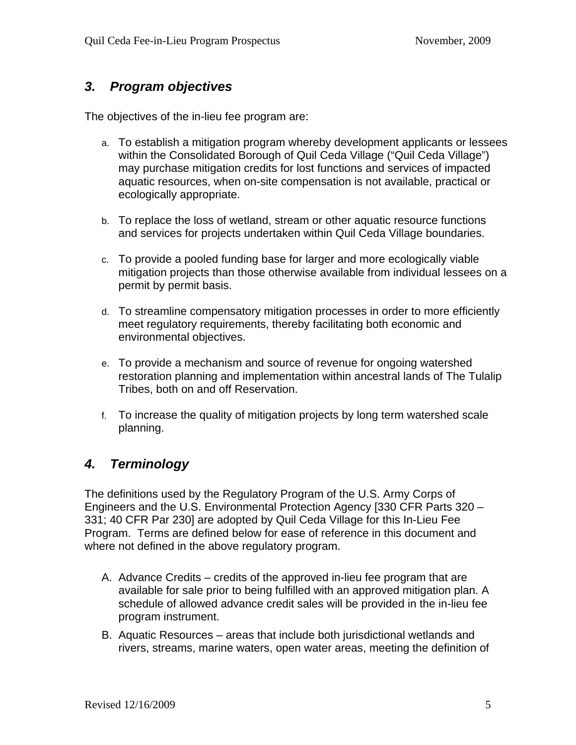## 3. Program objectives

The objectives of the in-lieu fee program are:

a. To establish a mitigation program whereby development applicants or lessees within the Consolidated Borough of Quil Ceda Village ("Quil Ceda Village") may purchase mitigation credits for lost functions and services of impacted aquatic resources, when on-site compensation is not available, practical or ecologically appropriate.

b. To replace the loss of wetland, stream or other aquatic resource functions and services for projects undertaken within Quil Ceda Village boundaries.

c. To provide a pooled funding base for larger and more ecologically viable mitigation projects than those otherwise available from individual lessees on a permit by permit basis.

d. To streamline compensatory mitigation processes in order to more efficiently meet regulatory requirements, thereby facilitating both economic and environmental objectives.

e. To provide a mechanism and source of revenue for ongoing watershed restoration planning and implementation within ancestral lands of The Tulalip Tribes, both on and off Reservation.

f. To increase the quality of mitigation projects by long term watershed scale planning.

## 4. Terminology

The definitions used by the Regulatory Program of the U.S. Army Corps of Engineers and the U.S. Environmental Protection Agency [330 CFR Parts 320 – 331; 40 CFR Par 230] are adopted by Quil Ceda Village for this In-Lieu Fee Program. Terms are defined below for ease of reference in this document and where not defined in the above regulatory program.

A. Advance Credits – credits of the approved in-lieu fee program that are available for sale prior to being fulfilled with an approved mitigation plan. A schedule of allowed advance credit sales will be provided in the in-lieu fee program instrument.

B. Aquatic Resources – areas that include both jurisdictional wetlands and rivers, streams, marine waters, open water areas, meeting the definition of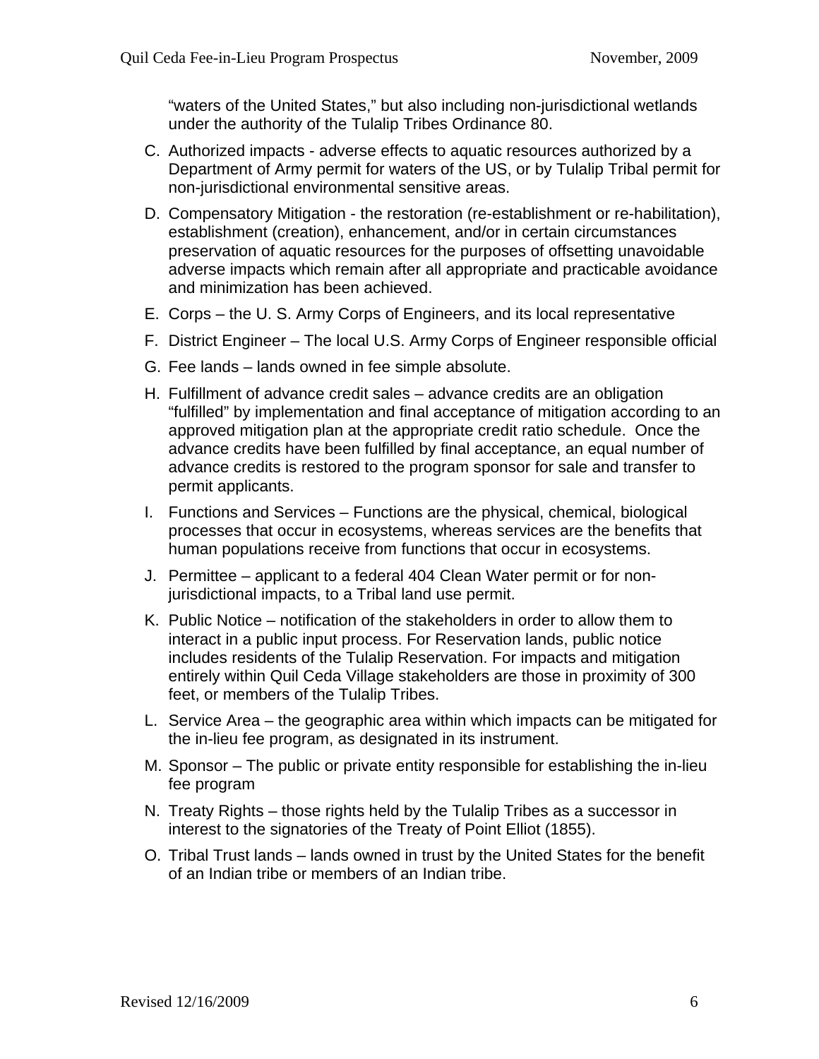"waters of the United States," but also including non-jurisdictional wetlands under the authority of the Tulalip Tribes Ordinance 80.

C. Authorized impacts - adverse effects to aquatic resources authorized by a Department of Army permit for waters of the US, or by Tulalip Tribal permit for non-jurisdictional environmental sensitive areas.

D. Compensatory Mitigation - the restoration (re-establishment or re-habilitation), establishment (creation), enhancement, and/or in certain circumstances preservation of aquatic resources for the purposes of offsetting unavoidable adverse impacts which remain after all appropriate and practicable avoidance and minimization has been achieved.

E. Corps – the U. S. Army Corps of Engineers, and its local representative

F. District Engineer – The local U.S. Army Corps of Engineer responsible official

G. Fee lands – lands owned in fee simple absolute.

H. Fulfillment of advance credit sales – advance credits are an obligation "fulfilled" by implementation and final acceptance of mitigation according to an approved mitigation plan at the appropriate credit ratio schedule. Once the advance credits have been fulfilled by final acceptance, an equal number of advance credits is restored to the program sponsor for sale and transfer to permit applicants.

I. Functions and Services – Functions are the physical, chemical, biological processes that occur in ecosystems, whereas services are the benefits that human populations receive from functions that occur in ecosystems.

J. Permittee – applicant to a federal 404 Clean Water permit or for non-jurisdictional impacts, to a Tribal land use permit.

K. Public Notice – notification of the stakeholders in order to allow them to interact in a public input process. For Reservation lands, public notice includes residents of the Tulalip Reservation. For impacts and mitigation entirely within Quil Ceda Village stakeholders are those in proximity of 300 feet, or members of the Tulalip Tribes.

L. Service Area – the geographic area within which impacts can be mitigated for the in-lieu fee program, as designated in its instrument.

M. Sponsor – The public or private entity responsible for establishing the in-lieu fee program

N. Treaty Rights – those rights held by the Tulalip Tribes as a successor in interest to the signatories of the Treaty of Point Elliot (1855).

O. Tribal Trust lands – lands owned in trust by the United States for the benefit of an Indian tribe or members of an Indian tribe.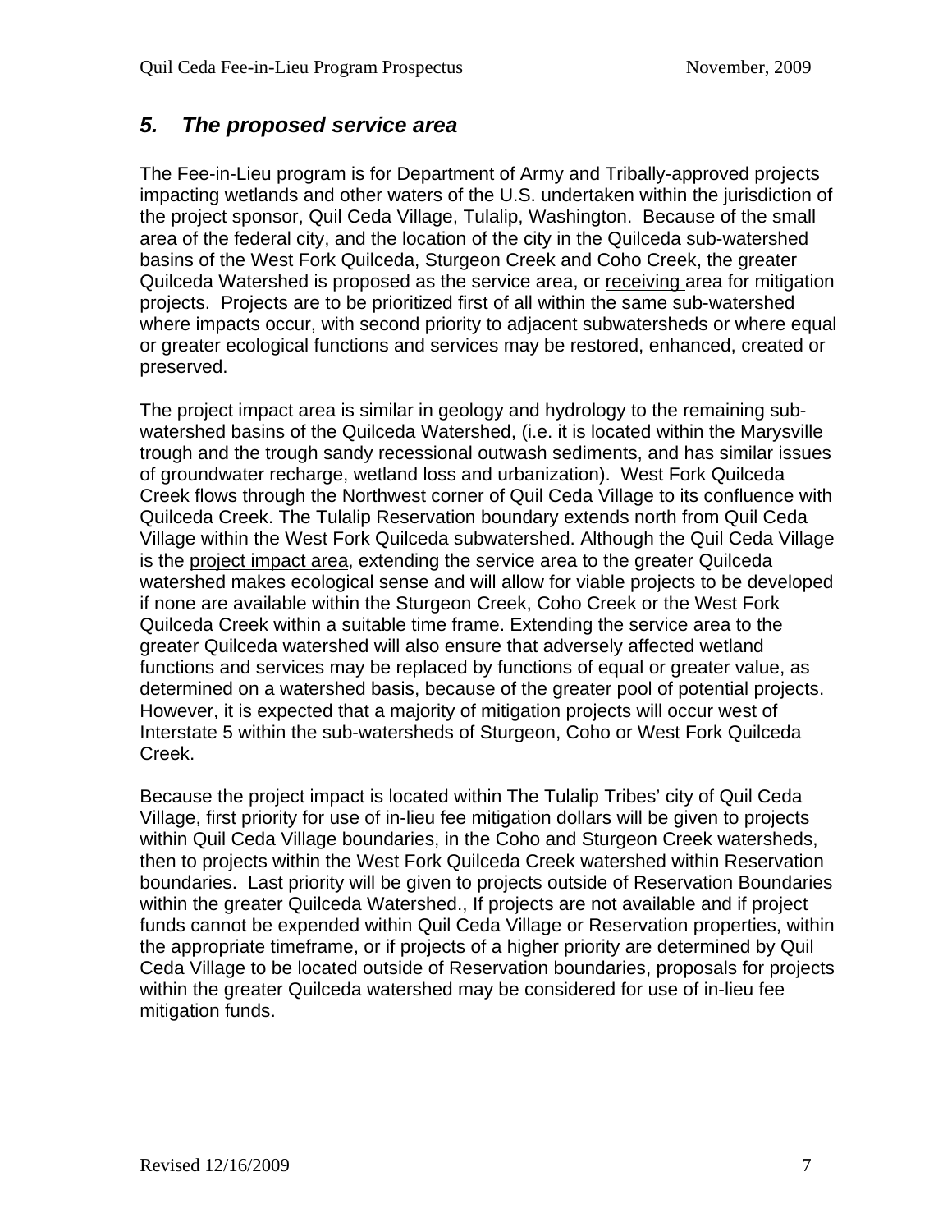## *5. The proposed service area*

The Fee-in-Lieu program is for Department of Army and Tribally-approved projects impacting wetlands and other waters of the U.S. undertaken within the jurisdiction of the project sponsor, Quil Ceda Village, Tulalip, Washington. Because of the small area of the federal city, and the location of the city in the Quilceda sub-watershed basins of the West Fork Quilceda, Sturgeon Creek and Coho Creek, the greater Quilceda Watershed is proposed as the service area, or receiving area for mitigation projects. Projects are to be prioritized first of all within the same sub-watershed where impacts occur, with second priority to adjacent subwatersheds or where equal or greater ecological functions and services may be restored, enhanced, created or preserved.

The project impact area is similar in geology and hydrology to the remaining sub-watershed basins of the Quilceda Watershed, (i.e. it is located within the Marysville trough and the trough sandy recessional outwash sediments, and has similar issues of groundwater recharge, wetland loss and urbanization). West Fork Quilceda Creek flows through the Northwest corner of Quil Ceda Village to its confluence with Quilceda Creek. The Tulalip Reservation boundary extends north from Quil Ceda Village within the West Fork Quilceda subwatershed. Although the Quil Ceda Village is the project impact area, extending the service area to the greater Quilceda watershed makes ecological sense and will allow for viable projects to be developed if none are available within the Sturgeon Creek, Coho Creek or the West Fork Quilceda Creek within a suitable time frame. Extending the service area to the greater Quilceda watershed will also ensure that adversely affected wetland functions and services may be replaced by functions of equal or greater value, as determined on a watershed basis, because of the greater pool of potential projects. However, it is expected that a majority of mitigation projects will occur west of Interstate 5 within the sub-watersheds of Sturgeon, Coho or West Fork Quilceda Creek.

Because the project impact is located within The Tulalip Tribes' city of Quil Ceda Village, first priority for use of in-lieu fee mitigation dollars will be given to projects within Quil Ceda Village boundaries, in the Coho and Sturgeon Creek watersheds, then to projects within the West Fork Quilceda Creek watershed within Reservation boundaries. Last priority will be given to projects outside of Reservation Boundaries within the greater Quilceda Watershed., If projects are not available and if project funds cannot be expended within Quil Ceda Village or Reservation properties, within the appropriate timeframe, or if projects of a higher priority are determined by Quil Ceda Village to be located outside of Reservation boundaries, proposals for projects within the greater Quilceda watershed may be considered for use of in-lieu fee mitigation funds.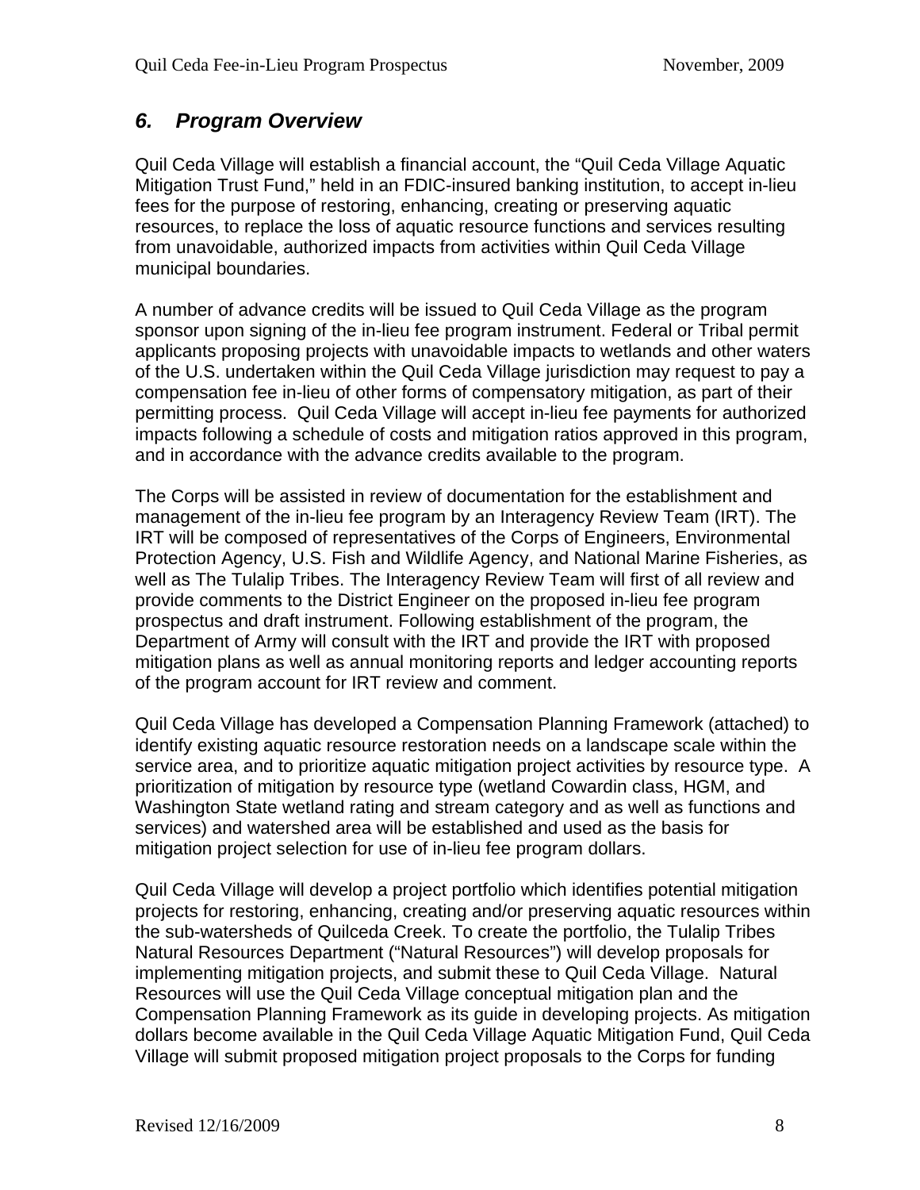## *6. Program Overview*

Quil Ceda Village will establish a financial account, the "Quil Ceda Village Aquatic Mitigation Trust Fund," held in an FDIC-insured banking institution, to accept in-lieu fees for the purpose of restoring, enhancing, creating or preserving aquatic resources, to replace the loss of aquatic resource functions and services resulting from unavoidable, authorized impacts from activities within Quil Ceda Village municipal boundaries.

A number of advance credits will be issued to Quil Ceda Village as the program sponsor upon signing of the in-lieu fee program instrument. Federal or Tribal permit applicants proposing projects with unavoidable impacts to wetlands and other waters of the U.S. undertaken within the Quil Ceda Village jurisdiction may request to pay a compensation fee in-lieu of other forms of compensatory mitigation, as part of their permitting process. Quil Ceda Village will accept in-lieu fee payments for authorized impacts following a schedule of costs and mitigation ratios approved in this program, and in accordance with the advance credits available to the program.

The Corps will be assisted in review of documentation for the establishment and management of the in-lieu fee program by an Interagency Review Team (IRT). The IRT will be composed of representatives of the Corps of Engineers, Environmental Protection Agency, U.S. Fish and Wildlife Agency, and National Marine Fisheries, as well as The Tulalip Tribes. The Interagency Review Team will first of all review and provide comments to the District Engineer on the proposed in-lieu fee program prospectus and draft instrument. Following establishment of the program, the Department of Army will consult with the IRT and provide the IRT with proposed mitigation plans as well as annual monitoring reports and ledger accounting reports of the program account for IRT review and comment.

Quil Ceda Village has developed a Compensation Planning Framework (attached) to identify existing aquatic resource restoration needs on a landscape scale within the service area, and to prioritize aquatic mitigation project activities by resource type. A prioritization of mitigation by resource type (wetland Cowardin class, HGM, and Washington State wetland rating and stream category and as well as functions and services) and watershed area will be established and used as the basis for mitigation project selection for use of in-lieu fee program dollars.

Quil Ceda Village will develop a project portfolio which identifies potential mitigation projects for restoring, enhancing, creating and/or preserving aquatic resources within the sub-watersheds of Quilceda Creek. To create the portfolio, the Tulalip Tribes Natural Resources Department ("Natural Resources") will develop proposals for implementing mitigation projects, and submit these to Quil Ceda Village. Natural Resources will use the Quil Ceda Village conceptual mitigation plan and the Compensation Planning Framework as its guide in developing projects. As mitigation dollars become available in the Quil Ceda Village Aquatic Mitigation Fund, Quil Ceda Village will submit proposed mitigation project proposals to the Corps for funding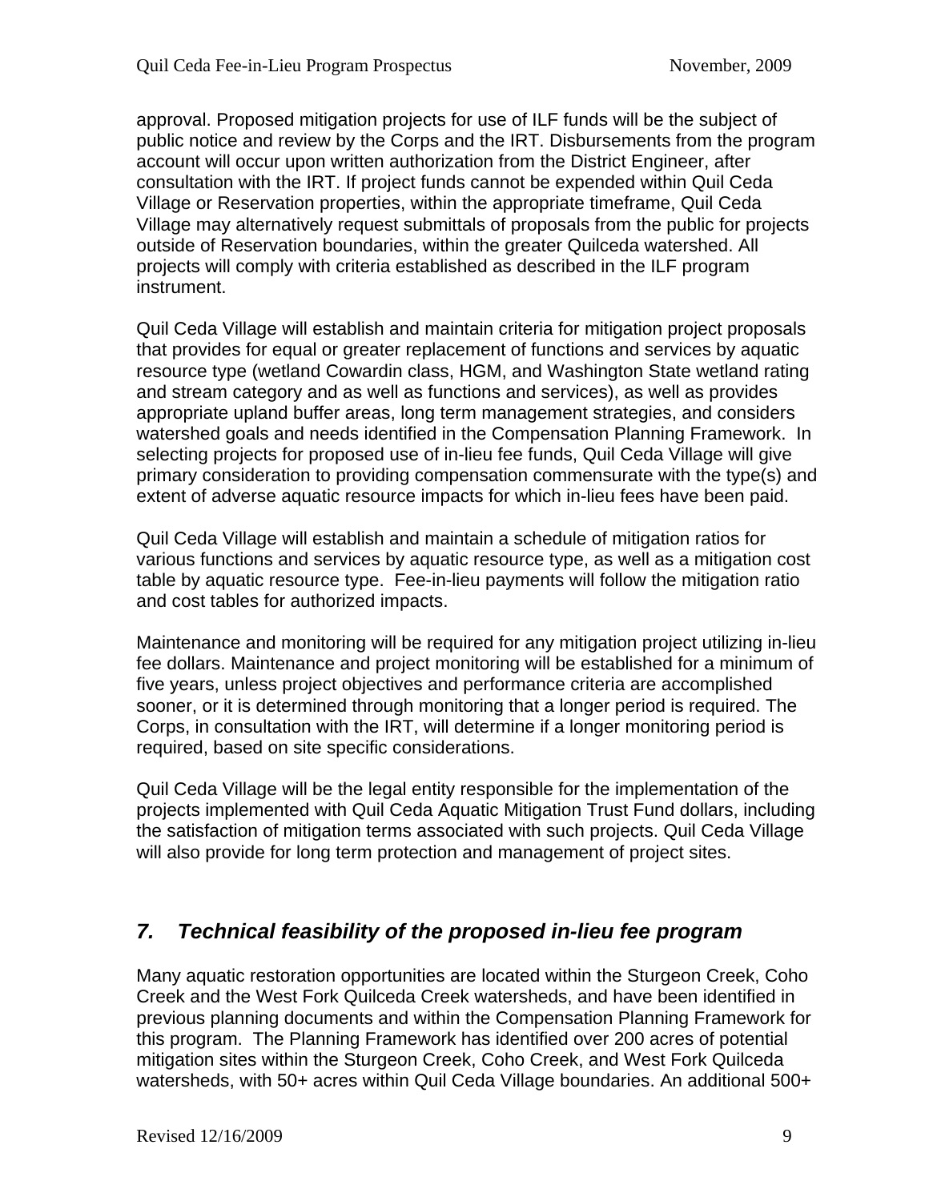approval. Proposed mitigation projects for use of ILF funds will be the subject of public notice and review by the Corps and the IRT. Disbursements from the program account will occur upon written authorization from the District Engineer, after consultation with the IRT. If project funds cannot be expended within Quil Ceda Village or Reservation properties, within the appropriate timeframe, Quil Ceda Village may alternatively request submittals of proposals from the public for projects outside of Reservation boundaries, within the greater Quilceda watershed. All projects will comply with criteria established as described in the ILF program instrument.

Quil Ceda Village will establish and maintain criteria for mitigation project proposals that provides for equal or greater replacement of functions and services by aquatic resource type (wetland Cowardin class, HGM, and Washington State wetland rating and stream category and as well as functions and services), as well as provides appropriate upland buffer areas, long term management strategies, and considers watershed goals and needs identified in the Compensation Planning Framework. In selecting projects for proposed use of in-lieu fee funds, Quil Ceda Village will give primary consideration to providing compensation commensurate with the type(s) and extent of adverse aquatic resource impacts for which in-lieu fees have been paid.

Quil Ceda Village will establish and maintain a schedule of mitigation ratios for various functions and services by aquatic resource type, as well as a mitigation cost table by aquatic resource type. Fee-in-lieu payments will follow the mitigation ratio and cost tables for authorized impacts.

Maintenance and monitoring will be required for any mitigation project utilizing in-lieu fee dollars. Maintenance and project monitoring will be established for a minimum of five years, unless project objectives and performance criteria are accomplished sooner, or it is determined through monitoring that a longer period is required. The Corps, in consultation with the IRT, will determine if a longer monitoring period is required, based on site specific considerations.

Quil Ceda Village will be the legal entity responsible for the implementation of the projects implemented with Quil Ceda Aquatic Mitigation Trust Fund dollars, including the satisfaction of mitigation terms associated with such projects. Quil Ceda Village will also provide for long term protection and management of project sites.

## *7. Technical feasibility of the proposed in-lieu fee program*

Many aquatic restoration opportunities are located within the Sturgeon Creek, Coho Creek and the West Fork Quilceda Creek watersheds, and have been identified in previous planning documents and within the Compensation Planning Framework for this program. The Planning Framework has identified over 200 acres of potential mitigation sites within the Sturgeon Creek, Coho Creek, and West Fork Quilceda watersheds, with 50+ acres within Quil Ceda Village boundaries. An additional 500+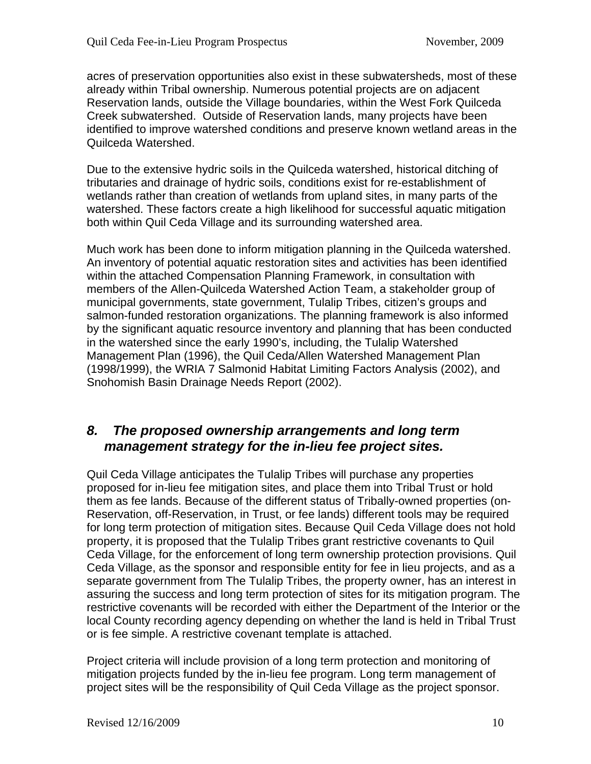acres of preservation opportunities also exist in these subwatersheds, most of these already within Tribal ownership. Numerous potential projects are on adjacent Reservation lands, outside the Village boundaries, within the West Fork Quilceda Creek subwatershed. Outside of Reservation lands, many projects have been identified to improve watershed conditions and preserve known wetland areas in the Quilceda Watershed.

Due to the extensive hydric soils in the Quilceda watershed, historical ditching of tributaries and drainage of hydric soils, conditions exist for re-establishment of wetlands rather than creation of wetlands from upland sites, in many parts of the watershed. These factors create a high likelihood for successful aquatic mitigation both within Quil Ceda Village and its surrounding watershed area.

Much work has been done to inform mitigation planning in the Quilceda watershed. An inventory of potential aquatic restoration sites and activities has been identified within the attached Compensation Planning Framework, in consultation with members of the Allen-Quilceda Watershed Action Team, a stakeholder group of municipal governments, state government, Tulalip Tribes, citizen's groups and salmon-funded restoration organizations. The planning framework is also informed by the significant aquatic resource inventory and planning that has been conducted in the watershed since the early 1990's, including, the Tulalip Watershed Management Plan (1996), the Quil Ceda/Allen Watershed Management Plan (1998/1999), the WRIA 7 Salmonid Habitat Limiting Factors Analysis (2002), and Snohomish Basin Drainage Needs Report (2002).

## *8. The proposed ownership arrangements and long term management strategy for the in-lieu fee project sites.*

Quil Ceda Village anticipates the Tulalip Tribes will purchase any properties proposed for in-lieu fee mitigation sites, and place them into Tribal Trust or hold them as fee lands. Because of the different status of Tribally-owned properties (on-Reservation, off-Reservation, in Trust, or fee lands) different tools may be required for long term protection of mitigation sites. Because Quil Ceda Village does not hold property, it is proposed that the Tulalip Tribes grant restrictive covenants to Quil Ceda Village, for the enforcement of long term ownership protection provisions. Quil Ceda Village, as the sponsor and responsible entity for fee in lieu projects, and as a separate government from The Tulalip Tribes, the property owner, has an interest in assuring the success and long term protection of sites for its mitigation program. The restrictive covenants will be recorded with either the Department of the Interior or the local County recording agency depending on whether the land is held in Tribal Trust or is fee simple. A restrictive covenant template is attached.

Project criteria will include provision of a long term protection and monitoring of mitigation projects funded by the in-lieu fee program. Long term management of project sites will be the responsibility of Quil Ceda Village as the project sponsor.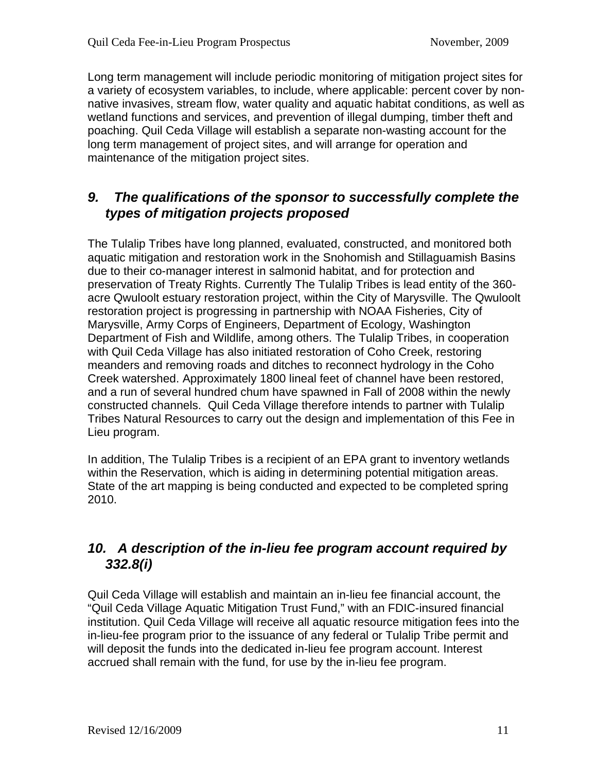Long term management will include periodic monitoring of mitigation project sites for a variety of ecosystem variables, to include, where applicable: percent cover by non-native invasives, stream flow, water quality and aquatic habitat conditions, as well as wetland functions and services, and prevention of illegal dumping, timber theft and poaching. Quil Ceda Village will establish a separate non-wasting account for the long term management of project sites, and will arrange for operation and maintenance of the mitigation project sites.

## *9. The qualifications of the sponsor to successfully complete the types of mitigation projects proposed*

The Tulalip Tribes have long planned, evaluated, constructed, and monitored both aquatic mitigation and restoration work in the Snohomish and Stillaguamish Basins due to their co-manager interest in salmonid habitat, and for protection and preservation of Treaty Rights. Currently The Tulalip Tribes is lead entity of the 360-acre Qwuloolt estuary restoration project, within the City of Marysville. The Qwuloolt restoration project is progressing in partnership with NOAA Fisheries, City of Marysville, Army Corps of Engineers, Department of Ecology, Washington Department of Fish and Wildlife, among others. The Tulalip Tribes, in cooperation with Quil Ceda Village has also initiated restoration of Coho Creek, restoring meanders and removing roads and ditches to reconnect hydrology in the Coho Creek watershed. Approximately 1800 lineal feet of channel have been restored, and a run of several hundred chum have spawned in Fall of 2008 within the newly constructed channels. Quil Ceda Village therefore intends to partner with Tulalip Tribes Natural Resources to carry out the design and implementation of this Fee in Lieu program.

In addition, The Tulalip Tribes is a recipient of an EPA grant to inventory wetlands within the Reservation, which is aiding in determining potential mitigation areas. State of the art mapping is being conducted and expected to be completed spring 2010.

## *10. A description of the in-lieu fee program account required by 332.8(i)*

Quil Ceda Village will establish and maintain an in-lieu fee financial account, the "Quil Ceda Village Aquatic Mitigation Trust Fund," with an FDIC-insured financial institution. Quil Ceda Village will receive all aquatic resource mitigation fees into the in-lieu-fee program prior to the issuance of any federal or Tulalip Tribe permit and will deposit the funds into the dedicated in-lieu fee program account. Interest accrued shall remain with the fund, for use by the in-lieu fee program.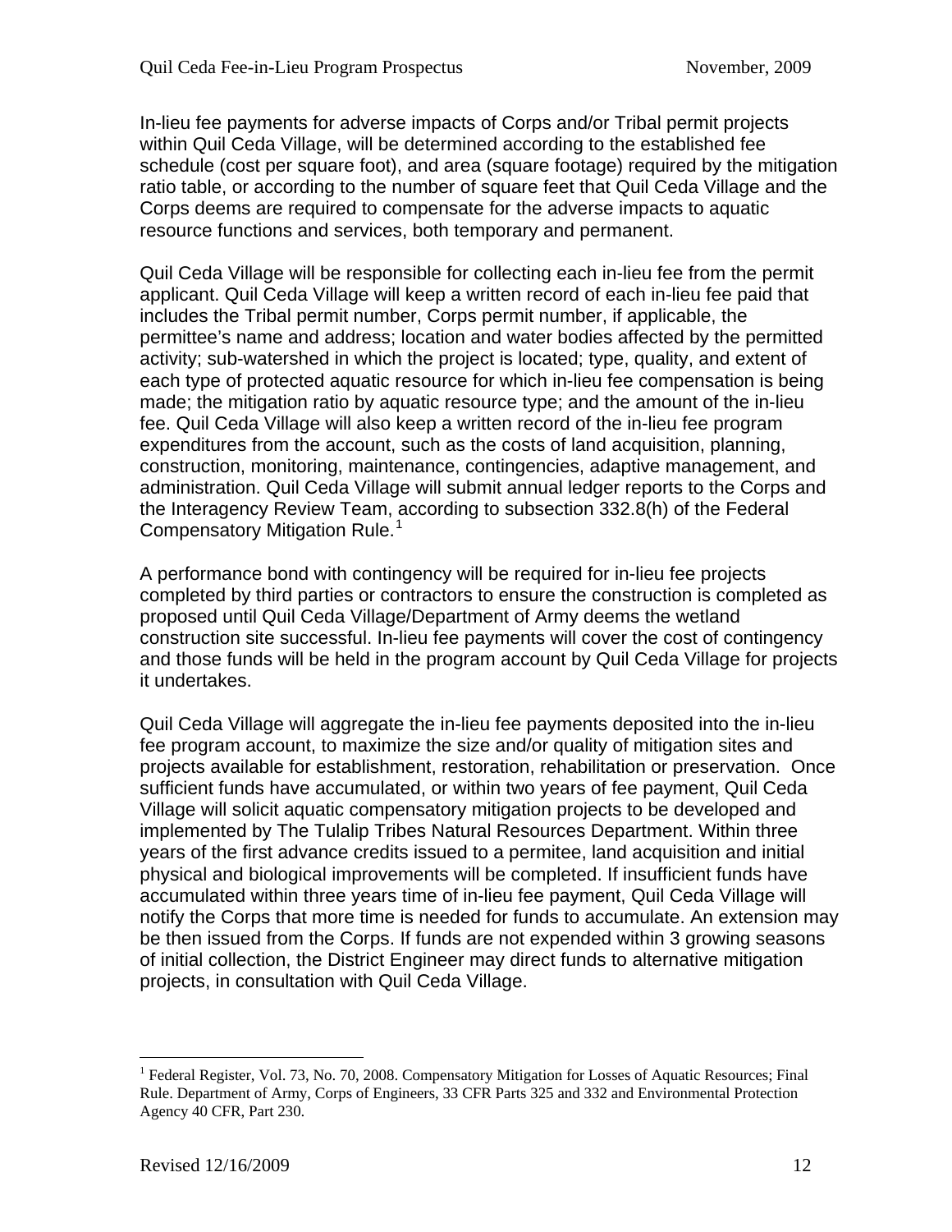In-lieu fee payments for adverse impacts of Corps and/or Tribal permit projects within Quil Ceda Village, will be determined according to the established fee schedule (cost per square foot), and area (square footage) required by the mitigation ratio table, or according to the number of square feet that Quil Ceda Village and the Corps deems are required to compensate for the adverse impacts to aquatic resource functions and services, both temporary and permanent.

Quil Ceda Village will be responsible for collecting each in-lieu fee from the permit applicant. Quil Ceda Village will keep a written record of each in-lieu fee paid that includes the Tribal permit number, Corps permit number, if applicable, the permittee's name and address; location and water bodies affected by the permitted activity; sub-watershed in which the project is located; type, quality, and extent of each type of protected aquatic resource for which in-lieu fee compensation is being made; the mitigation ratio by aquatic resource type; and the amount of the in-lieu fee. Quil Ceda Village will also keep a written record of the in-lieu fee program expenditures from the account, such as the costs of land acquisition, planning, construction, monitoring, maintenance, contingencies, adaptive management, and administration. Quil Ceda Village will submit annual ledger reports to the Corps and the Interagency Review Team, according to subsection 332.8(h) of the Federal Compensatory Mitigation Rule.[1]

A performance bond with contingency will be required for in-lieu fee projects completed by third parties or contractors to ensure the construction is completed as proposed until Quil Ceda Village/Department of Army deems the wetland construction site successful. In-lieu fee payments will cover the cost of contingency and those funds will be held in the program account by Quil Ceda Village for projects it undertakes.

Quil Ceda Village will aggregate the in-lieu fee payments deposited into the in-lieu fee program account, to maximize the size and/or quality of mitigation sites and projects available for establishment, restoration, rehabilitation or preservation. Once sufficient funds have accumulated, or within two years of fee payment, Quil Ceda Village will solicit aquatic compensatory mitigation projects to be developed and implemented by The Tulalip Tribes Natural Resources Department. Within three years of the first advance credits issued to a permitee, land acquisition and initial physical and biological improvements will be completed. If insufficient funds have accumulated within three years time of in-lieu fee payment, Quil Ceda Village will notify the Corps that more time is needed for funds to accumulate. An extension may be then issued from the Corps. If funds are not expended within 3 growing seasons of initial collection, the District Engineer may direct funds to alternative mitigation projects, in consultation with Quil Ceda Village.

---

[1] Federal Register, Vol. 73, No. 70, 2008. Compensatory Mitigation for Losses of Aquatic Resources; Final Rule. Department of Army, Corps of Engineers, 33 CFR Parts 325 and 332 and Environmental Protection Agency 40 CFR, Part 230.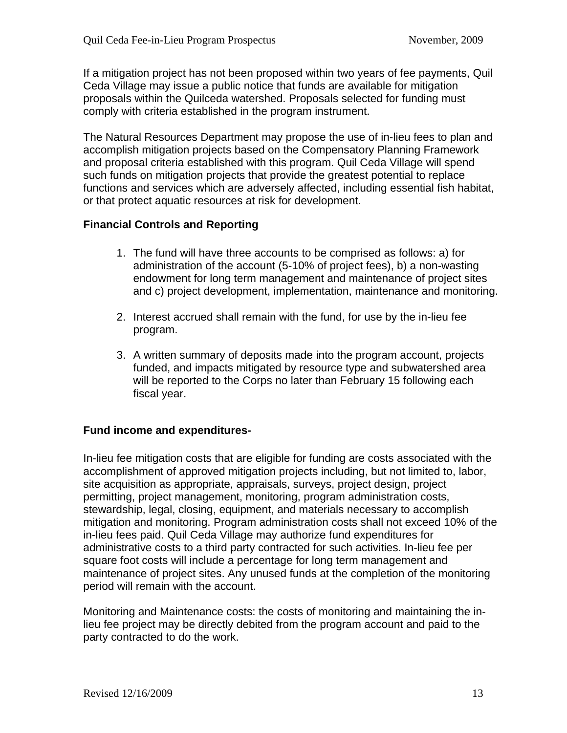If a mitigation project has not been proposed within two years of fee payments, Quil Ceda Village may issue a public notice that funds are available for mitigation proposals within the Quilceda watershed. Proposals selected for funding must comply with criteria established in the program instrument.

The Natural Resources Department may propose the use of in-lieu fees to plan and accomplish mitigation projects based on the Compensatory Planning Framework and proposal criteria established with this program. Quil Ceda Village will spend such funds on mitigation projects that provide the greatest potential to replace functions and services which are adversely affected, including essential fish habitat, or that protect aquatic resources at risk for development.

**Financial Controls and Reporting**

1. The fund will have three accounts to be comprised as follows: a) for administration of the account (5-10% of project fees), b) a non-wasting endowment for long term management and maintenance of project sites and c) project development, implementation, maintenance and monitoring.

2. Interest accrued shall remain with the fund, for use by the in-lieu fee program.

3. A written summary of deposits made into the program account, projects funded, and impacts mitigated by resource type and subwatershed area will be reported to the Corps no later than February 15 following each fiscal year.

**Fund income and expenditures-**

In-lieu fee mitigation costs that are eligible for funding are costs associated with the accomplishment of approved mitigation projects including, but not limited to, labor, site acquisition as appropriate, appraisals, surveys, project design, project permitting, project management, monitoring, program administration costs, stewardship, legal, closing, equipment, and materials necessary to accomplish mitigation and monitoring. Program administration costs shall not exceed 10% of the in-lieu fees paid. Quil Ceda Village may authorize fund expenditures for administrative costs to a third party contracted for such activities. In-lieu fee per square foot costs will include a percentage for long term management and maintenance of project sites. Any unused funds at the completion of the monitoring period will remain with the account.

Monitoring and Maintenance costs: the costs of monitoring and maintaining the in-lieu fee project may be directly debited from the program account and paid to the party contracted to do the work.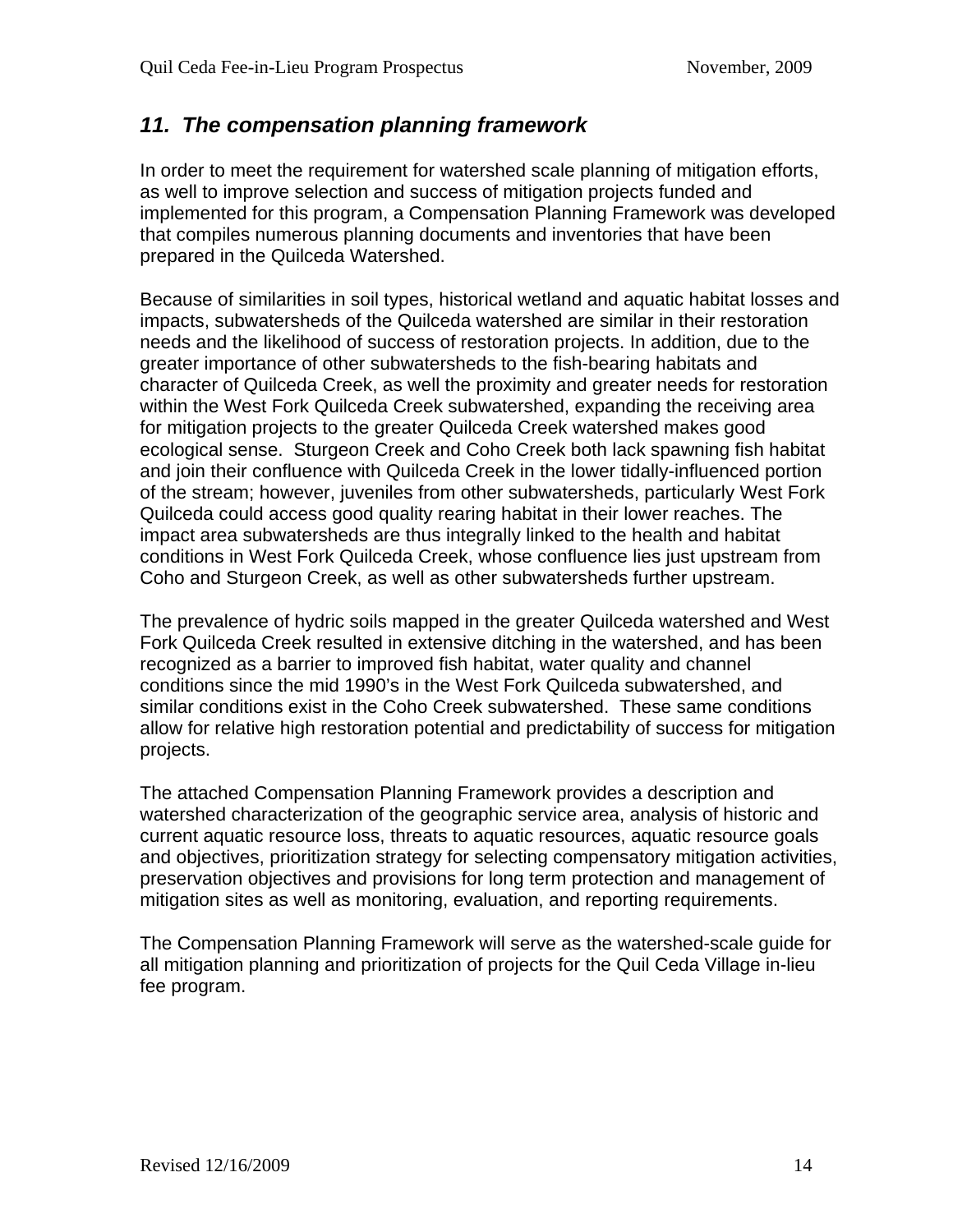## *11. The compensation planning framework*

In order to meet the requirement for watershed scale planning of mitigation efforts, as well to improve selection and success of mitigation projects funded and implemented for this program, a Compensation Planning Framework was developed that compiles numerous planning documents and inventories that have been prepared in the Quilceda Watershed.

Because of similarities in soil types, historical wetland and aquatic habitat losses and impacts, subwatersheds of the Quilceda watershed are similar in their restoration needs and the likelihood of success of restoration projects. In addition, due to the greater importance of other subwatersheds to the fish-bearing habitats and character of Quilceda Creek, as well the proximity and greater needs for restoration within the West Fork Quilceda Creek subwatershed, expanding the receiving area for mitigation projects to the greater Quilceda Creek watershed makes good ecological sense. Sturgeon Creek and Coho Creek both lack spawning fish habitat and join their confluence with Quilceda Creek in the lower tidally-influenced portion of the stream; however, juveniles from other subwatersheds, particularly West Fork Quilceda could access good quality rearing habitat in their lower reaches. The impact area subwatersheds are thus integrally linked to the health and habitat conditions in West Fork Quilceda Creek, whose confluence lies just upstream from Coho and Sturgeon Creek, as well as other subwatersheds further upstream.

The prevalence of hydric soils mapped in the greater Quilceda watershed and West Fork Quilceda Creek resulted in extensive ditching in the watershed, and has been recognized as a barrier to improved fish habitat, water quality and channel conditions since the mid 1990's in the West Fork Quilceda subwatershed, and similar conditions exist in the Coho Creek subwatershed. These same conditions allow for relative high restoration potential and predictability of success for mitigation projects.

The attached Compensation Planning Framework provides a description and watershed characterization of the geographic service area, analysis of historic and current aquatic resource loss, threats to aquatic resources, aquatic resource goals and objectives, prioritization strategy for selecting compensatory mitigation activities, preservation objectives and provisions for long term protection and management of mitigation sites as well as monitoring, evaluation, and reporting requirements.

The Compensation Planning Framework will serve as the watershed-scale guide for all mitigation planning and prioritization of projects for the Quil Ceda Village in-lieu fee program.